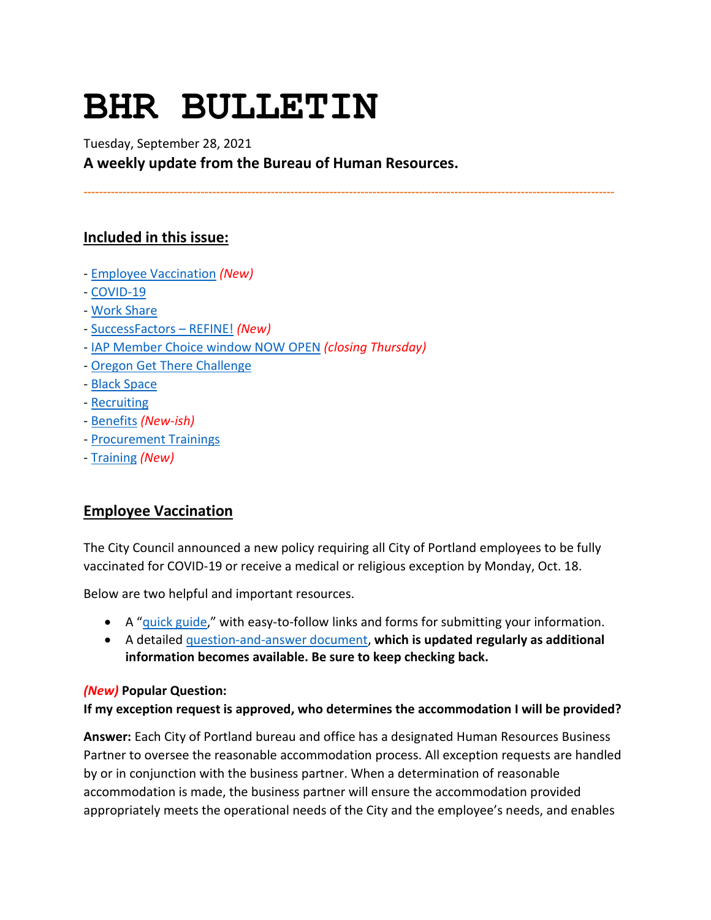# BHR BULLETIN

Tuesday, September 28, 2021

**A weekly update from the Bureau of Human Resources.**

---

## Included in this issue:

- Employee Vaccination *(New)*
- COVID-19
- Work Share
- SuccessFactors – REFINE! *(New)*
- IAP Member Choice window NOW OPEN *(closing Thursday)*
- Oregon Get There Challenge
- Black Space
- Recruiting
- Benefits *(New-ish)*
- Procurement Trainings
- Training *(New)*

## Employee Vaccination

The City Council announced a new policy requiring all City of Portland employees to be fully vaccinated for COVID-19 or receive a medical or religious exception by Monday, Oct. 18.

Below are two helpful and important resources.

- A "quick guide," with easy-to-follow links and forms for submitting your information.
- A detailed question-and-answer document, **which is updated regularly as additional information becomes available. Be sure to keep checking back.**

***(New)*** **Popular Question:**

**If my exception request is approved, who determines the accommodation I will be provided?**

**Answer:** Each City of Portland bureau and office has a designated Human Resources Business Partner to oversee the reasonable accommodation process. All exception requests are handled by or in conjunction with the business partner. When a determination of reasonable accommodation is made, the business partner will ensure the accommodation provided appropriately meets the operational needs of the City and the employee's needs, and enables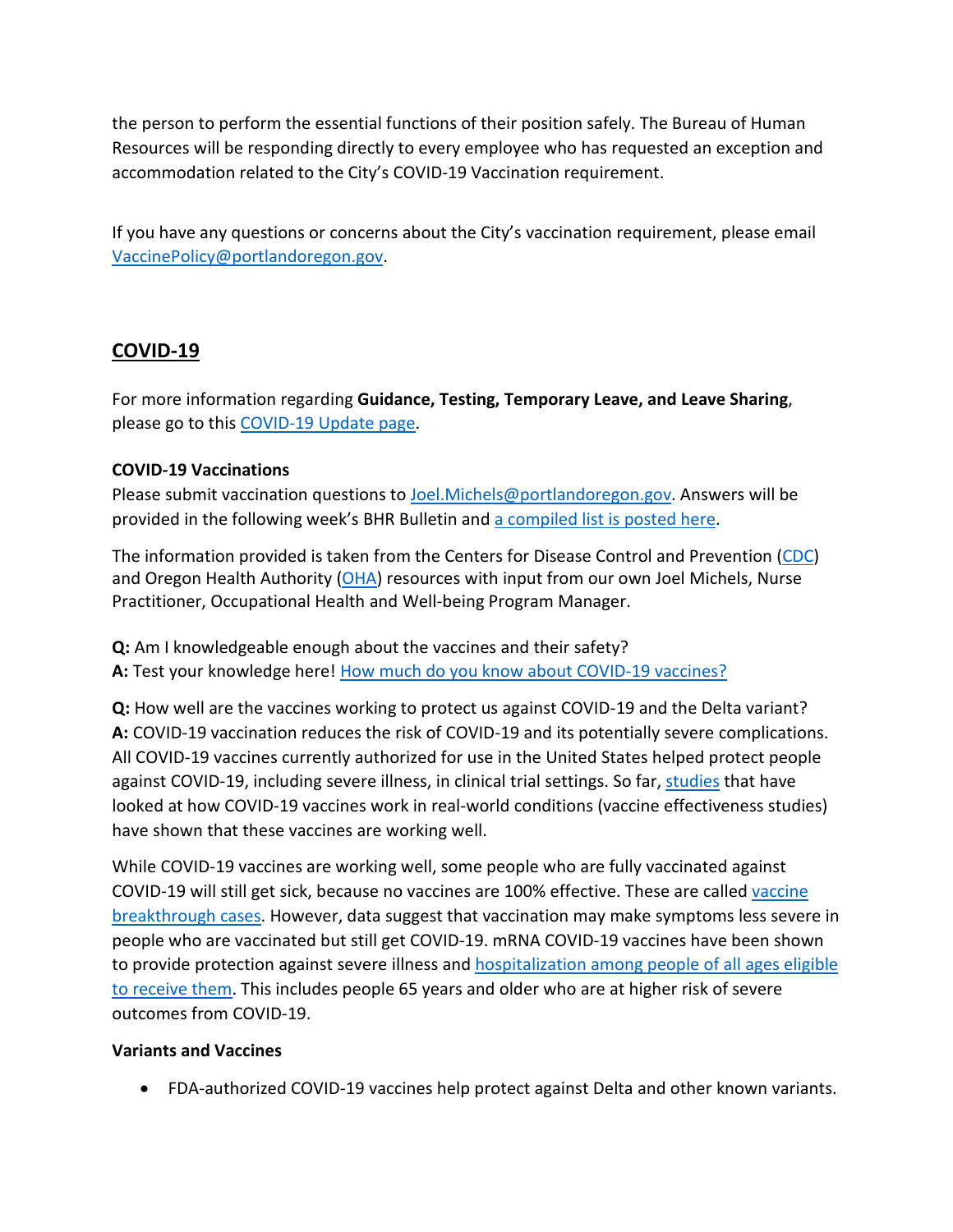the person to perform the essential functions of their position safely. The Bureau of Human Resources will be responding directly to every employee who has requested an exception and accommodation related to the City's COVID-19 Vaccination requirement.

If you have any questions or concerns about the City's vaccination requirement, please email VaccinePolicy@portlandoregon.gov.

## COVID-19

For more information regarding **Guidance, Testing, Temporary Leave, and Leave Sharing**, please go to this COVID-19 Update page.

### COVID-19 Vaccinations

Please submit vaccination questions to Joel.Michels@portlandoregon.gov. Answers will be provided in the following week's BHR Bulletin and a compiled list is posted here.

The information provided is taken from the Centers for Disease Control and Prevention (CDC) and Oregon Health Authority (OHA) resources with input from our own Joel Michels, Nurse Practitioner, Occupational Health and Well-being Program Manager.

**Q:** Am I knowledgeable enough about the vaccines and their safety?
**A:** Test your knowledge here! How much do you know about COVID-19 vaccines?

**Q:** How well are the vaccines working to protect us against COVID-19 and the Delta variant?
**A:** COVID-19 vaccination reduces the risk of COVID-19 and its potentially severe complications. All COVID-19 vaccines currently authorized for use in the United States helped protect people against COVID-19, including severe illness, in clinical trial settings. So far, studies that have looked at how COVID-19 vaccines work in real-world conditions (vaccine effectiveness studies) have shown that these vaccines are working well.

While COVID-19 vaccines are working well, some people who are fully vaccinated against COVID-19 will still get sick, because no vaccines are 100% effective. These are called vaccine breakthrough cases. However, data suggest that vaccination may make symptoms less severe in people who are vaccinated but still get COVID-19. mRNA COVID-19 vaccines have been shown to provide protection against severe illness and hospitalization among people of all ages eligible to receive them. This includes people 65 years and older who are at higher risk of severe outcomes from COVID-19.

### Variants and Vaccines

- FDA-authorized COVID-19 vaccines help protect against Delta and other known variants.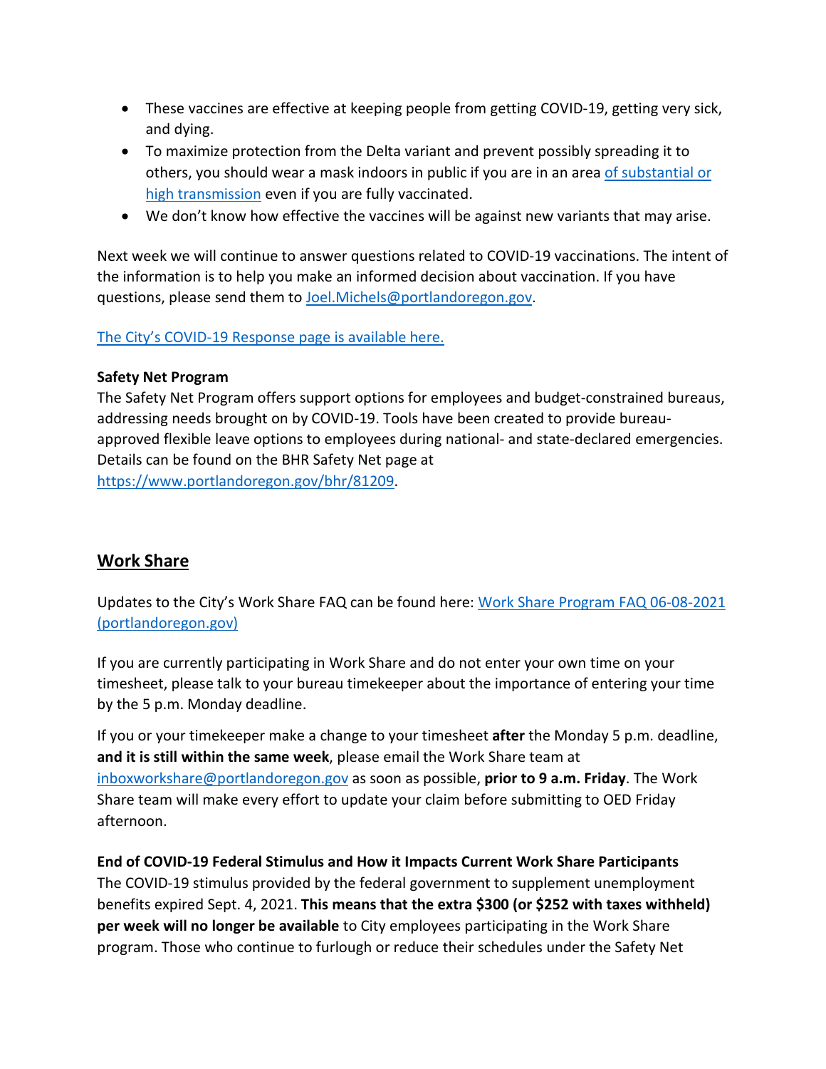- These vaccines are effective at keeping people from getting COVID-19, getting very sick, and dying.
- To maximize protection from the Delta variant and prevent possibly spreading it to others, you should wear a mask indoors in public if you are in an area [of substantial or high transmission]() even if you are fully vaccinated.
- We don't know how effective the vaccines will be against new variants that may arise.

Next week we will continue to answer questions related to COVID-19 vaccinations. The intent of the information is to help you make an informed decision about vaccination. If you have questions, please send them to [Joel.Michels@portlandoregon.gov](mailto:Joel.Michels@portlandoregon.gov).

[The City's COVID-19 Response page is available here.]()

**Safety Net Program**
The Safety Net Program offers support options for employees and budget-constrained bureaus, addressing needs brought on by COVID-19. Tools have been created to provide bureau-approved flexible leave options to employees during national- and state-declared emergencies. Details can be found on the BHR Safety Net page at [https://www.portlandoregon.gov/bhr/81209](https://www.portlandoregon.gov/bhr/81209).

## Work Share

Updates to the City's Work Share FAQ can be found here: [Work Share Program FAQ 06-08-2021 (portlandoregon.gov)]()

If you are currently participating in Work Share and do not enter your own time on your timesheet, please talk to your bureau timekeeper about the importance of entering your time by the 5 p.m. Monday deadline.

If you or your timekeeper make a change to your timesheet **after** the Monday 5 p.m. deadline, **and it is still within the same week**, please email the Work Share team at [inboxworkshare@portlandoregon.gov](mailto:inboxworkshare@portlandoregon.gov) as soon as possible, **prior to 9 a.m. Friday**. The Work Share team will make every effort to update your claim before submitting to OED Friday afternoon.

**End of COVID-19 Federal Stimulus and How it Impacts Current Work Share Participants**
The COVID-19 stimulus provided by the federal government to supplement unemployment benefits expired Sept. 4, 2021. **This means that the extra $300 (or $252 with taxes withheld) per week will no longer be available** to City employees participating in the Work Share program. Those who continue to furlough or reduce their schedules under the Safety Net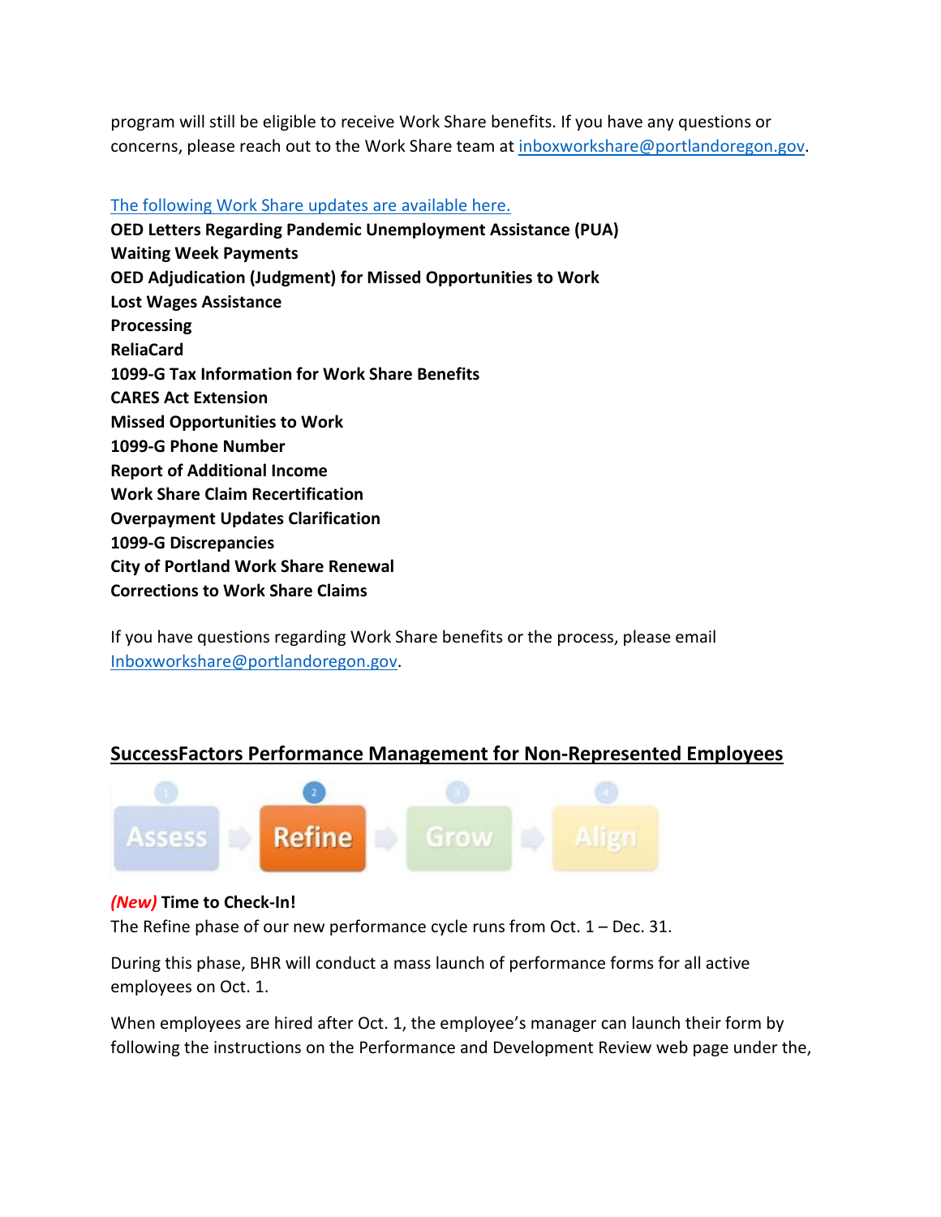program will still be eligible to receive Work Share benefits. If you have any questions or concerns, please reach out to the Work Share team at inboxworkshare@portlandoregon.gov.

The following Work Share updates are available here.

**OED Letters Regarding Pandemic Unemployment Assistance (PUA)**
**Waiting Week Payments**
**OED Adjudication (Judgment) for Missed Opportunities to Work**
**Lost Wages Assistance**
**Processing**
**ReliaCard**
**1099-G Tax Information for Work Share Benefits**
**CARES Act Extension**
**Missed Opportunities to Work**
**1099-G Phone Number**
**Report of Additional Income**
**Work Share Claim Recertification**
**Overpayment Updates Clarification**
**1099-G Discrepancies**
**City of Portland Work Share Renewal**
**Corrections to Work Share Claims**

If you have questions regarding Work Share benefits or the process, please email Inboxworkshare@portlandoregon.gov.

## SuccessFactors Performance Management for Non-Represented Employees

1 Assess → 2 Refine → 3 Grow → 4 Align

***(New)*** **Time to Check-In!**

The Refine phase of our new performance cycle runs from Oct. 1 – Dec. 31.

During this phase, BHR will conduct a mass launch of performance forms for all active employees on Oct. 1.

When employees are hired after Oct. 1, the employee's manager can launch their form by following the instructions on the Performance and Development Review web page under the,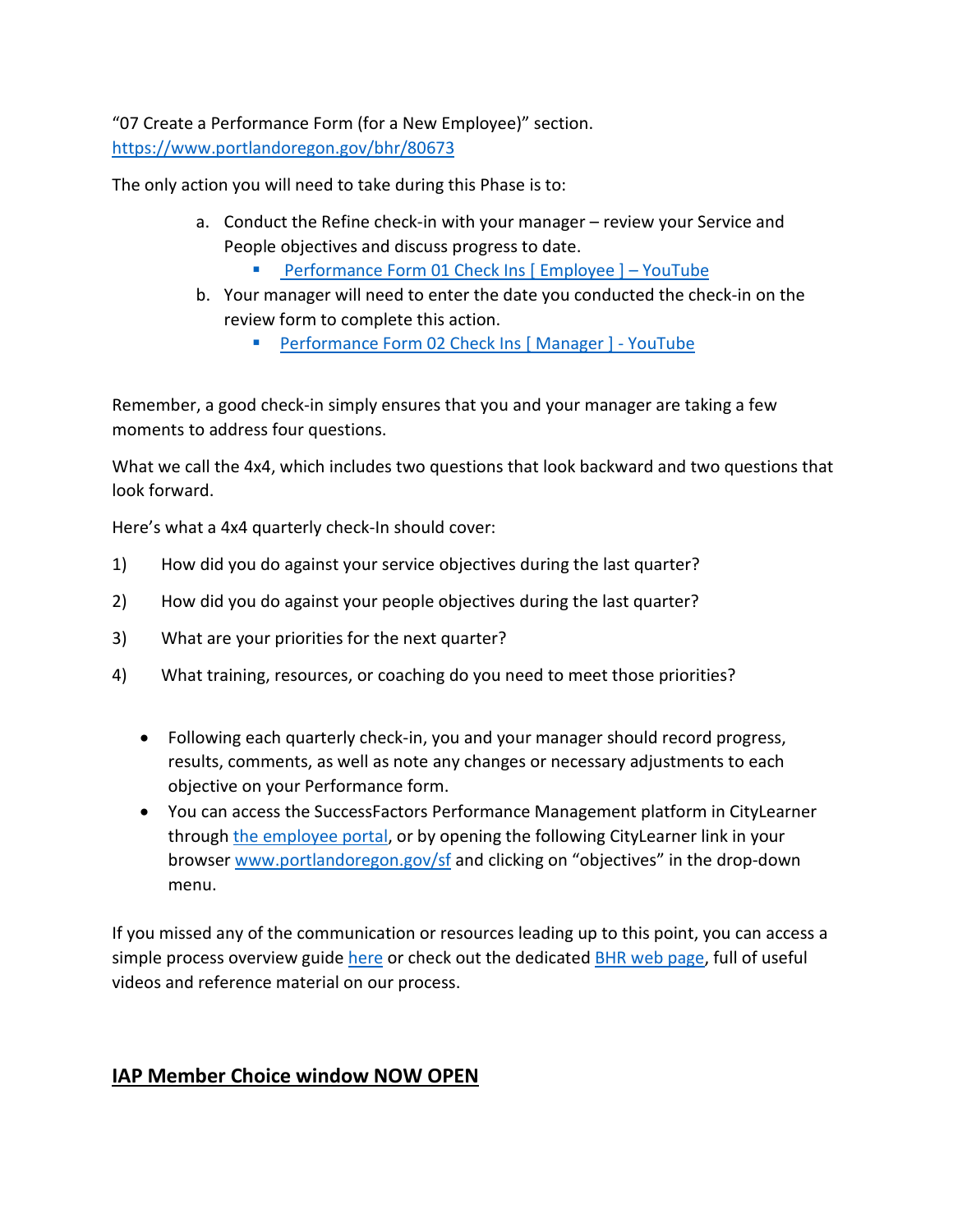"07 Create a Performance Form (for a New Employee)" section.
https://www.portlandoregon.gov/bhr/80673

The only action you will need to take during this Phase is to:

a. Conduct the Refine check-in with your manager – review your Service and People objectives and discuss progress to date.
    - Performance Form 01 Check Ins [ Employee ] – YouTube
b. Your manager will need to enter the date you conducted the check-in on the review form to complete this action.
    - Performance Form 02 Check Ins [ Manager ] - YouTube

Remember, a good check-in simply ensures that you and your manager are taking a few moments to address four questions.

What we call the 4x4, which includes two questions that look backward and two questions that look forward.

Here's what a 4x4 quarterly check-In should cover:

1) How did you do against your service objectives during the last quarter?

2) How did you do against your people objectives during the last quarter?

3) What are your priorities for the next quarter?

4) What training, resources, or coaching do you need to meet those priorities?

- Following each quarterly check-in, you and your manager should record progress, results, comments, as well as note any changes or necessary adjustments to each objective on your Performance form.
- You can access the SuccessFactors Performance Management platform in CityLearner through the employee portal, or by opening the following CityLearner link in your browser www.portlandoregon.gov/sf and clicking on "objectives" in the drop-down menu.

If you missed any of the communication or resources leading up to this point, you can access a simple process overview guide here or check out the dedicated BHR web page, full of useful videos and reference material on our process.

## IAP Member Choice window NOW OPEN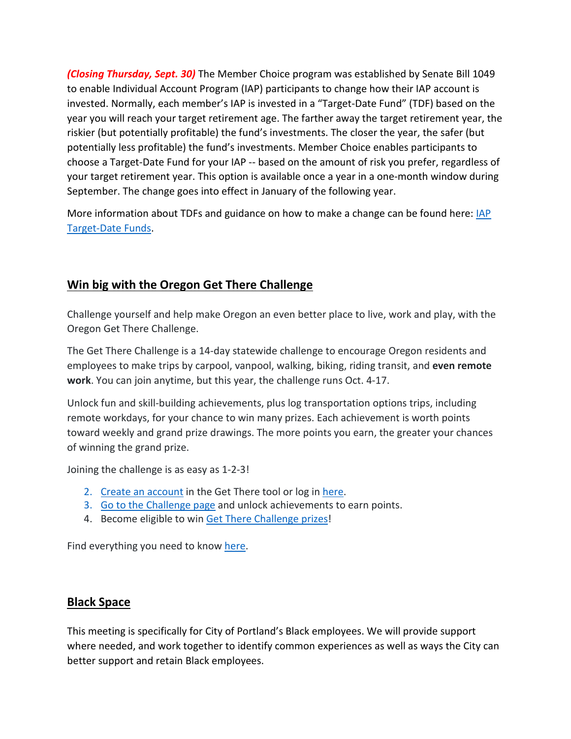***(Closing Thursday, Sept. 30)*** The Member Choice program was established by Senate Bill 1049 to enable Individual Account Program (IAP) participants to change how their IAP account is invested. Normally, each member's IAP is invested in a "Target-Date Fund" (TDF) based on the year you will reach your target retirement age. The farther away the target retirement year, the riskier (but potentially profitable) the fund's investments. The closer the year, the safer (but potentially less profitable) the fund's investments. Member Choice enables participants to choose a Target-Date Fund for your IAP -- based on the amount of risk you prefer, regardless of your target retirement year. This option is available once a year in a one-month window during September. The change goes into effect in January of the following year.

More information about TDFs and guidance on how to make a change can be found here: IAP Target-Date Funds.

## Win big with the Oregon Get There Challenge

Challenge yourself and help make Oregon an even better place to live, work and play, with the Oregon Get There Challenge.

The Get There Challenge is a 14-day statewide challenge to encourage Oregon residents and employees to make trips by carpool, vanpool, walking, biking, riding transit, and **even remote work**. You can join anytime, but this year, the challenge runs Oct. 4-17.

Unlock fun and skill-building achievements, plus log transportation options trips, including remote workdays, for your chance to win many prizes. Each achievement is worth points toward weekly and grand prize drawings. The more points you earn, the greater your chances of winning the grand prize.

Joining the challenge is as easy as 1-2-3!

2. Create an account in the Get There tool or log in here.
3. Go to the Challenge page and unlock achievements to earn points.
4. Become eligible to win Get There Challenge prizes!

Find everything you need to know here.

## Black Space

This meeting is specifically for City of Portland's Black employees. We will provide support where needed, and work together to identify common experiences as well as ways the City can better support and retain Black employees.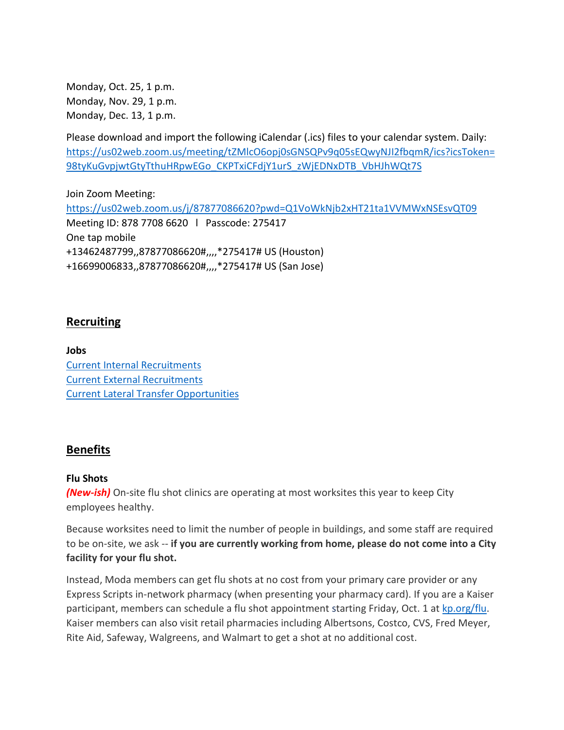Monday, Oct. 25, 1 p.m.
Monday, Nov. 29, 1 p.m.
Monday, Dec. 13, 1 p.m.

Please download and import the following iCalendar (.ics) files to your calendar system. Daily: [https://us02web.zoom.us/meeting/tZMlcO6opj0sGNSQPv9q05sEQwyNJI2fbqmR/ics?icsToken=98tyKuGvpjwtGtyTthuHRpwEGo_CKPTxiCFdjY1urS_zWjEDNxDTB_VbHJhWQt7S](https://us02web.zoom.us/meeting/tZMlcO6opj0sGNSQPv9q05sEQwyNJI2fbqmR/ics?icsToken=98tyKuGvpjwtGtyTthuHRpwEGo_CKPTxiCFdjY1urS_zWjEDNxDTB_VbHJhWQt7S)

Join Zoom Meeting:
[https://us02web.zoom.us/j/87877086620?pwd=Q1VoWkNjb2xHT21ta1VVMWxNSEsvQT09](https://us02web.zoom.us/j/87877086620?pwd=Q1VoWkNjb2xHT21ta1VVMWxNSEsvQT09)
Meeting ID: 878 7708 6620 l Passcode: 275417
One tap mobile
+13462487799,,87877086620#,,,,*275417# US (Houston)
+16699006833,,87877086620#,,,,*275417# US (San Jose)

## Recruiting

**Jobs**
[Current Internal Recruitments]()
[Current External Recruitments]()
[Current Lateral Transfer Opportunities]()

## Benefits

**Flu Shots**
***(New-ish)*** On-site flu shot clinics are operating at most worksites this year to keep City employees healthy.

Because worksites need to limit the number of people in buildings, and some staff are required to be on-site, we ask -- **if you are currently working from home, please do not come into a City facility for your flu shot.**

Instead, Moda members can get flu shots at no cost from your primary care provider or any Express Scripts in-network pharmacy (when presenting your pharmacy card). If you are a Kaiser participant, members can schedule a flu shot appointment starting Friday, Oct. 1 at [kp.org/flu](kp.org/flu). Kaiser members can also visit retail pharmacies including Albertsons, Costco, CVS, Fred Meyer, Rite Aid, Safeway, Walgreens, and Walmart to get a shot at no additional cost.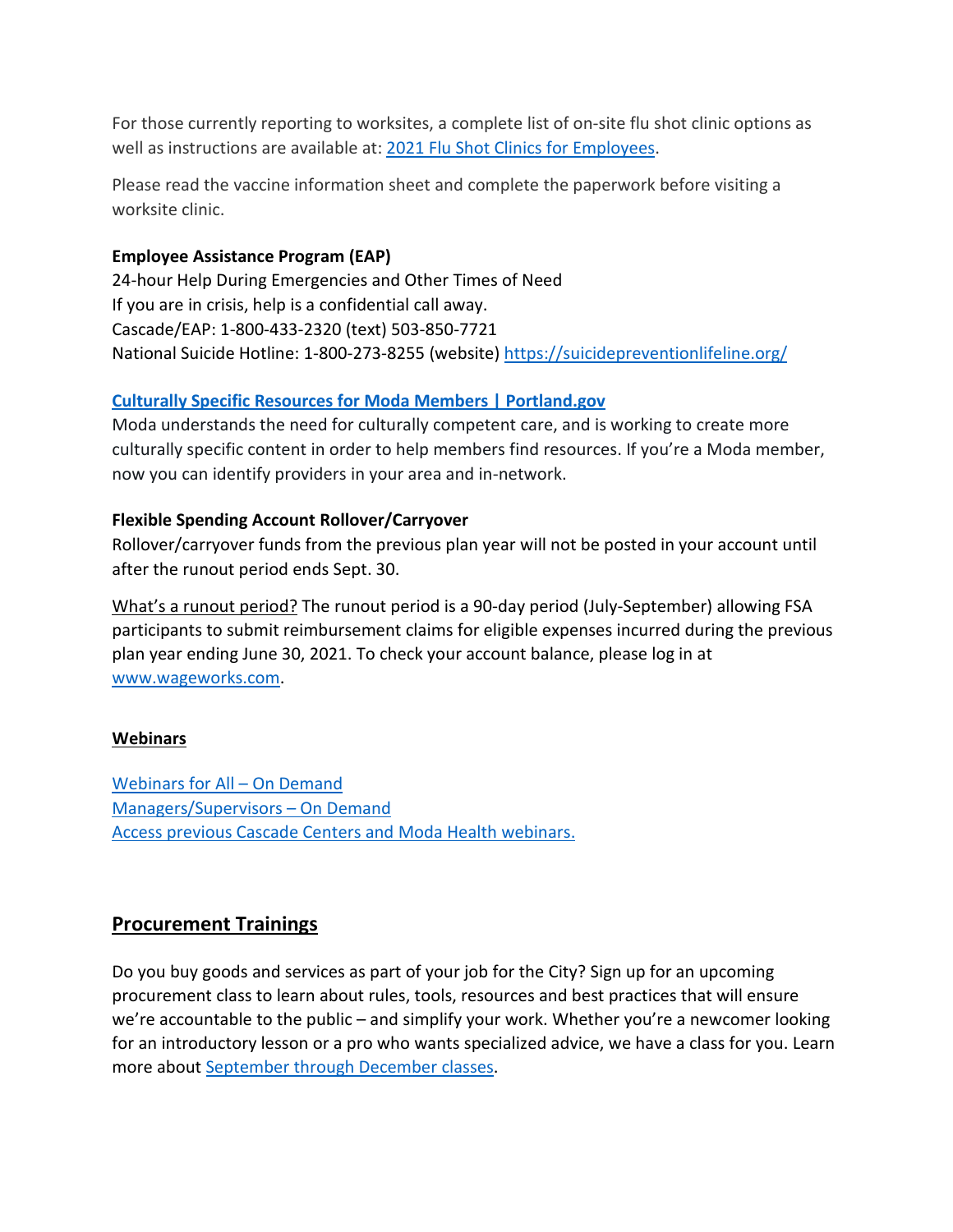For those currently reporting to worksites, a complete list of on-site flu shot clinic options as well as instructions are available at: [2021 Flu Shot Clinics for Employees](#).

Please read the vaccine information sheet and complete the paperwork before visiting a worksite clinic.

**Employee Assistance Program (EAP)**
24-hour Help During Emergencies and Other Times of Need
If you are in crisis, help is a confidential call away.
Cascade/EAP: 1-800-433-2320 (text) 503-850-7721
National Suicide Hotline: 1-800-273-8255 (website) https://suicidepreventionlifeline.org/

**[Culturally Specific Resources for Moda Members | Portland.gov](#)**
Moda understands the need for culturally competent care, and is working to create more culturally specific content in order to help members find resources. If you're a Moda member, now you can identify providers in your area and in-network.

**Flexible Spending Account Rollover/Carryover**
Rollover/carryover funds from the previous plan year will not be posted in your account until after the runout period ends Sept. 30.

What's a runout period? The runout period is a 90-day period (July-September) allowing FSA participants to submit reimbursement claims for eligible expenses incurred during the previous plan year ending June 30, 2021. To check your account balance, please log in at www.wageworks.com.

**Webinars**

[Webinars for All – On Demand](#)
[Managers/Supervisors – On Demand](#)
[Access previous Cascade Centers and Moda Health webinars.](#)

## Procurement Trainings

Do you buy goods and services as part of your job for the City? Sign up for an upcoming procurement class to learn about rules, tools, resources and best practices that will ensure we're accountable to the public – and simplify your work. Whether you're a newcomer looking for an introductory lesson or a pro who wants specialized advice, we have a class for you. Learn more about [September through December classes](#).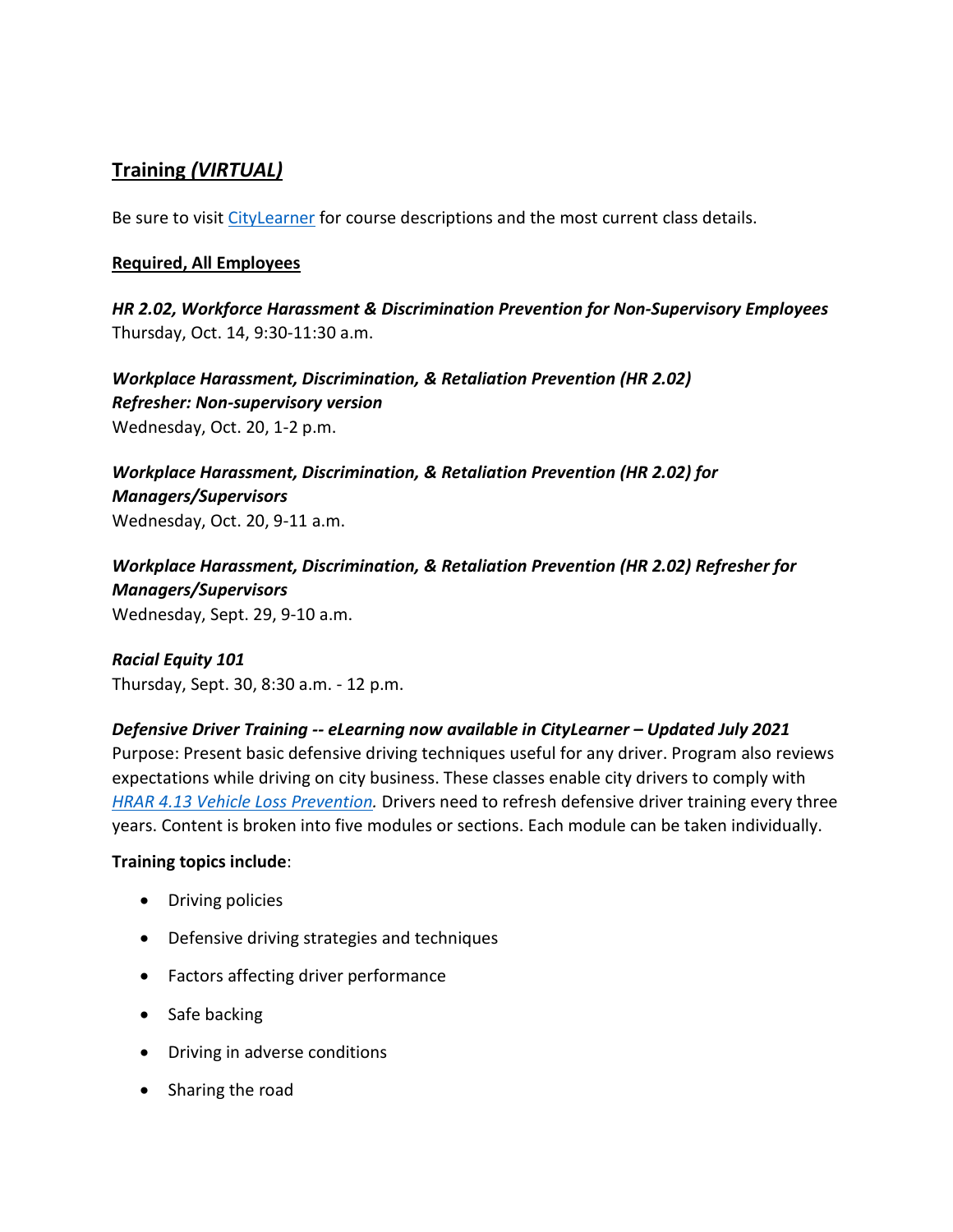## **Training *(VIRTUAL)***

Be sure to visit [CityLearner](CityLearner) for course descriptions and the most current class details.

**Required, All Employees**

***HR 2.02, Workforce Harassment & Discrimination Prevention for Non-Supervisory Employees***
Thursday, Oct. 14, 9:30-11:30 a.m.

***Workplace Harassment, Discrimination, & Retaliation Prevention (HR 2.02) Refresher: Non-supervisory version***
Wednesday, Oct. 20, 1-2 p.m.

***Workplace Harassment, Discrimination, & Retaliation Prevention (HR 2.02) for Managers/Supervisors***
Wednesday, Oct. 20, 9-11 a.m.

***Workplace Harassment, Discrimination, & Retaliation Prevention (HR 2.02) Refresher for Managers/Supervisors***
Wednesday, Sept. 29, 9-10 a.m.

***Racial Equity 101***
Thursday, Sept. 30, 8:30 a.m. - 12 p.m.

***Defensive Driver Training -- eLearning now available in CityLearner – Updated July 2021***
Purpose: Present basic defensive driving techniques useful for any driver. Program also reviews expectations while driving on city business. These classes enable city drivers to comply with *HRAR 4.13 Vehicle Loss Prevention.* Drivers need to refresh defensive driver training every three years. Content is broken into five modules or sections. Each module can be taken individually.

**Training topics include**:

- Driving policies
- Defensive driving strategies and techniques
- Factors affecting driver performance
- Safe backing
- Driving in adverse conditions
- Sharing the road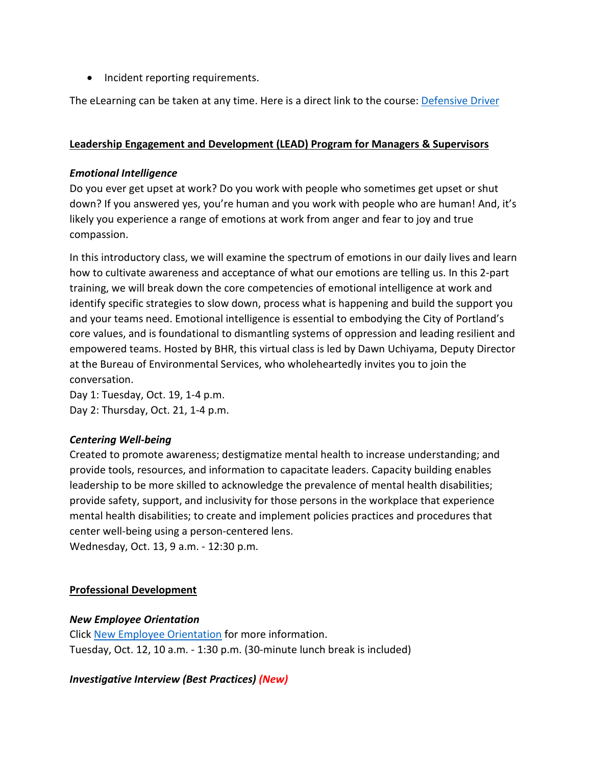- Incident reporting requirements.

The eLearning can be taken at any time. Here is a direct link to the course: Defensive Driver

**Leadership Engagement and Development (LEAD) Program for Managers & Supervisors**

***Emotional Intelligence***

Do you ever get upset at work? Do you work with people who sometimes get upset or shut down? If you answered yes, you're human and you work with people who are human! And, it's likely you experience a range of emotions at work from anger and fear to joy and true compassion.

In this introductory class, we will examine the spectrum of emotions in our daily lives and learn how to cultivate awareness and acceptance of what our emotions are telling us. In this 2-part training, we will break down the core competencies of emotional intelligence at work and identify specific strategies to slow down, process what is happening and build the support you and your teams need. Emotional intelligence is essential to embodying the City of Portland's core values, and is foundational to dismantling systems of oppression and leading resilient and empowered teams. Hosted by BHR, this virtual class is led by Dawn Uchiyama, Deputy Director at the Bureau of Environmental Services, who wholeheartedly invites you to join the conversation.
Day 1: Tuesday, Oct. 19, 1-4 p.m.
Day 2: Thursday, Oct. 21, 1-4 p.m.

***Centering Well-being***

Created to promote awareness; destigmatize mental health to increase understanding; and provide tools, resources, and information to capacitate leaders. Capacity building enables leadership to be more skilled to acknowledge the prevalence of mental health disabilities; provide safety, support, and inclusivity for those persons in the workplace that experience mental health disabilities; to create and implement policies practices and procedures that center well-being using a person-centered lens.
Wednesday, Oct. 13, 9 a.m. - 12:30 p.m.

**Professional Development**

***New Employee Orientation***

Click New Employee Orientation for more information.
Tuesday, Oct. 12, 10 a.m. - 1:30 p.m. (30-minute lunch break is included)

***Investigative Interview (Best Practices) (New)***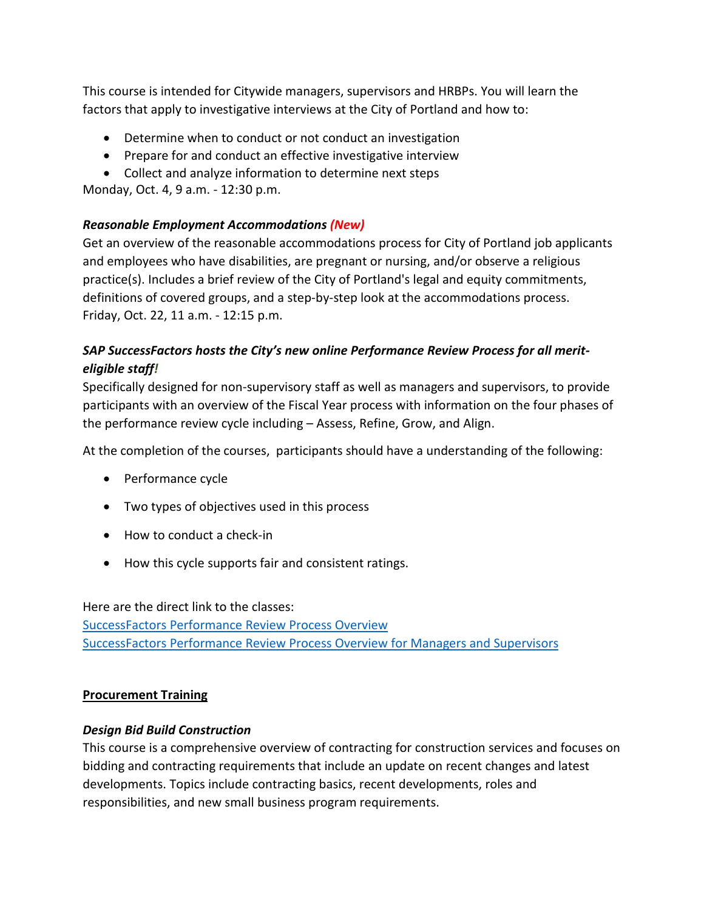This course is intended for Citywide managers, supervisors and HRBPs. You will learn the factors that apply to investigative interviews at the City of Portland and how to:

- Determine when to conduct or not conduct an investigation
- Prepare for and conduct an effective investigative interview
- Collect and analyze information to determine next steps

Monday, Oct. 4, 9 a.m. - 12:30 p.m.

***Reasonable Employment Accommodations (New)***

Get an overview of the reasonable accommodations process for City of Portland job applicants and employees who have disabilities, are pregnant or nursing, and/or observe a religious practice(s). Includes a brief review of the City of Portland's legal and equity commitments, definitions of covered groups, and a step-by-step look at the accommodations process.
Friday, Oct. 22, 11 a.m. - 12:15 p.m.

***SAP SuccessFactors hosts the City's new online Performance Review Process for all merit-eligible staff!***

Specifically designed for non-supervisory staff as well as managers and supervisors, to provide participants with an overview of the Fiscal Year process with information on the four phases of the performance review cycle including – Assess, Refine, Grow, and Align.

At the completion of the courses,  participants should have a understanding of the following:

- Performance cycle
- Two types of objectives used in this process
- How to conduct a check-in
- How this cycle supports fair and consistent ratings.

Here are the direct link to the classes:
SuccessFactors Performance Review Process Overview
SuccessFactors Performance Review Process Overview for Managers and Supervisors

**Procurement Training**

***Design Bid Build Construction***

This course is a comprehensive overview of contracting for construction services and focuses on bidding and contracting requirements that include an update on recent changes and latest developments. Topics include contracting basics, recent developments, roles and responsibilities, and new small business program requirements.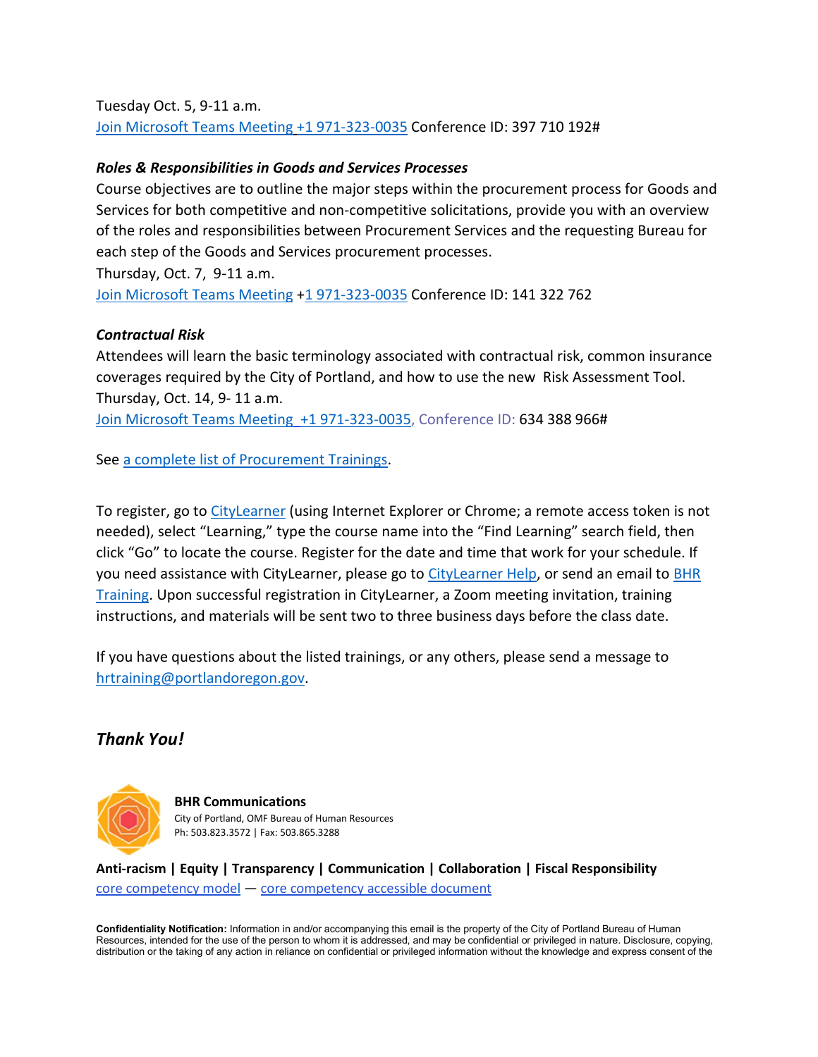Tuesday Oct. 5, 9-11 a.m.
Join Microsoft Teams Meeting +1 971-323-0035 Conference ID: 397 710 192#

***Roles & Responsibilities in Goods and Services Processes***
Course objectives are to outline the major steps within the procurement process for Goods and Services for both competitive and non-competitive solicitations, provide you with an overview of the roles and responsibilities between Procurement Services and the requesting Bureau for each step of the Goods and Services procurement processes.
Thursday, Oct. 7, 9-11 a.m.
Join Microsoft Teams Meeting +1 971-323-0035 Conference ID: 141 322 762

***Contractual Risk***
Attendees will learn the basic terminology associated with contractual risk, common insurance coverages required by the City of Portland, and how to use the new Risk Assessment Tool.
Thursday, Oct. 14, 9- 11 a.m.
Join Microsoft Teams Meeting +1 971-323-0035, Conference ID: 634 388 966#

See a complete list of Procurement Trainings.

To register, go to CityLearner (using Internet Explorer or Chrome; a remote access token is not needed), select "Learning," type the course name into the "Find Learning" search field, then click "Go" to locate the course. Register for the date and time that work for your schedule. If you need assistance with CityLearner, please go to CityLearner Help, or send an email to BHR Training. Upon successful registration in CityLearner, a Zoom meeting invitation, training instructions, and materials will be sent two to three business days before the class date.

If you have questions about the listed trainings, or any others, please send a message to hrtraining@portlandoregon.gov.

## *Thank You!*

**BHR Communications**
City of Portland, OMF Bureau of Human Resources
Ph: 503.823.3572 | Fax: 503.865.3288

**Anti-racism | Equity | Transparency | Communication | Collaboration | Fiscal Responsibility**
core competency model — core competency accessible document

**Confidentiality Notification:** Information in and/or accompanying this email is the property of the City of Portland Bureau of Human Resources, intended for the use of the person to whom it is addressed, and may be confidential or privileged in nature. Disclosure, copying, distribution or the taking of any action in reliance on confidential or privileged information without the knowledge and express consent of the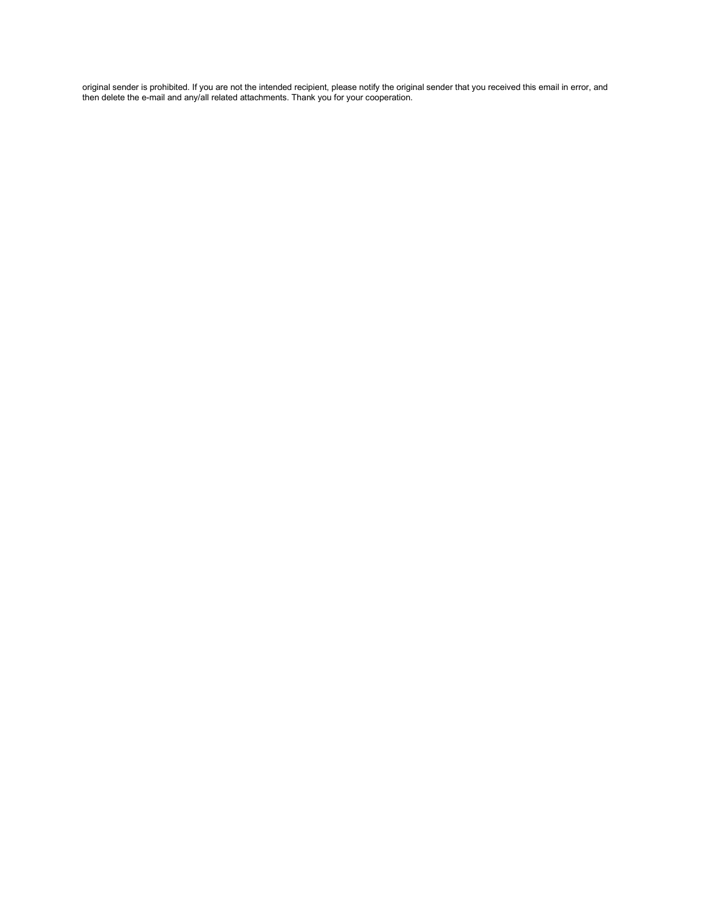original sender is prohibited. If you are not the intended recipient, please notify the original sender that you received this email in error, and then delete the e-mail and any/all related attachments. Thank you for your cooperation.